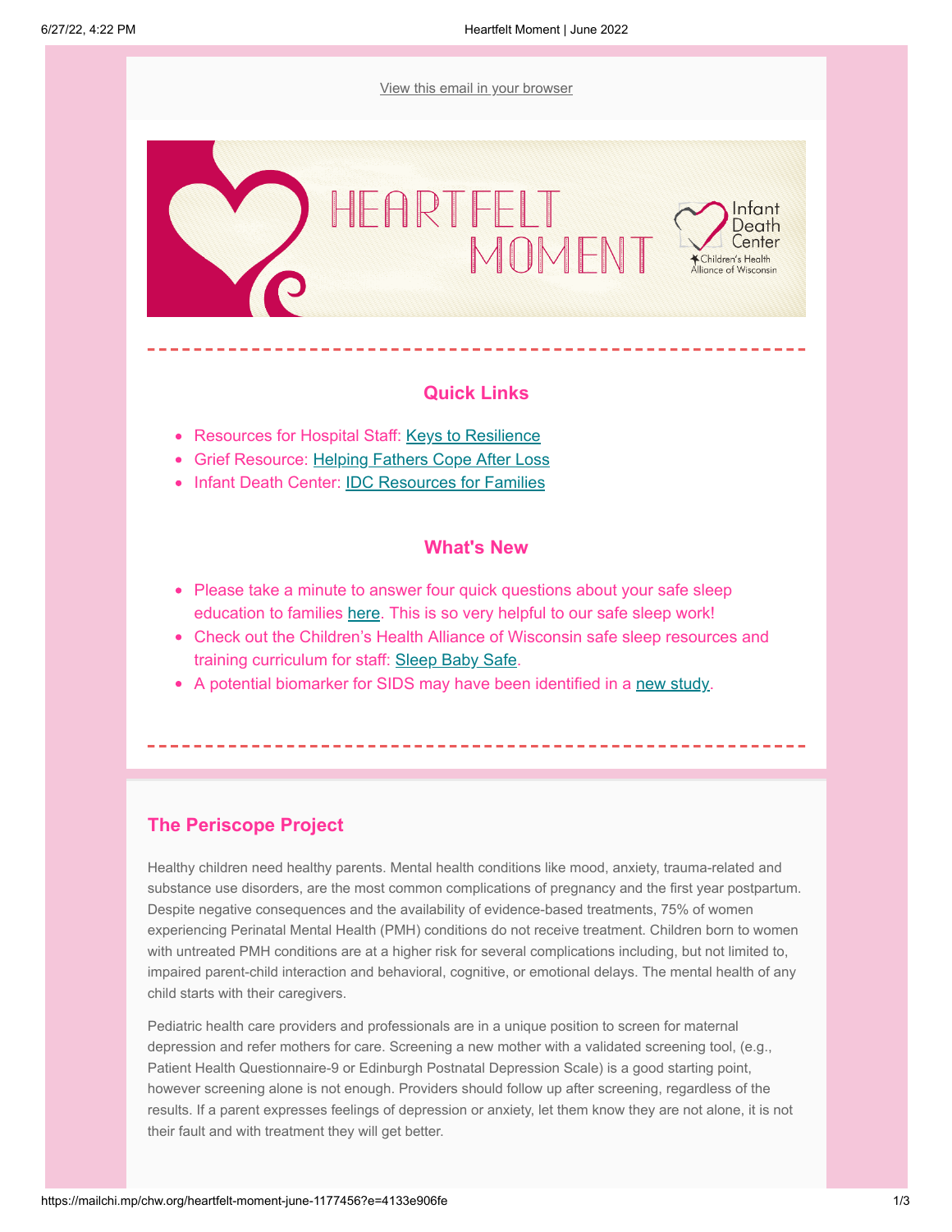View this email in your browser

# HEARTFELT MOMENT

Infant Death Center
Children's Health Alliance of Wisconsin

## Quick Links

- Resources for Hospital Staff: Keys to Resilience
- Grief Resource: Helping Fathers Cope After Loss
- Infant Death Center: IDC Resources for Families

## What's New

- Please take a minute to answer four quick questions about your safe sleep education to families here. This is so very helpful to our safe sleep work!
- Check out the Children's Health Alliance of Wisconsin safe sleep resources and training curriculum for staff: Sleep Baby Safe.
- A potential biomarker for SIDS may have been identified in a new study.

## The Periscope Project

Healthy children need healthy parents. Mental health conditions like mood, anxiety, trauma-related and substance use disorders, are the most common complications of pregnancy and the first year postpartum. Despite negative consequences and the availability of evidence-based treatments, 75% of women experiencing Perinatal Mental Health (PMH) conditions do not receive treatment. Children born to women with untreated PMH conditions are at a higher risk for several complications including, but not limited to, impaired parent-child interaction and behavioral, cognitive, or emotional delays. The mental health of any child starts with their caregivers.

Pediatric health care providers and professionals are in a unique position to screen for maternal depression and refer mothers for care. Screening a new mother with a validated screening tool, (e.g., Patient Health Questionnaire-9 or Edinburgh Postnatal Depression Scale) is a good starting point, however screening alone is not enough. Providers should follow up after screening, regardless of the results. If a parent expresses feelings of depression or anxiety, let them know they are not alone, it is not their fault and with treatment they will get better.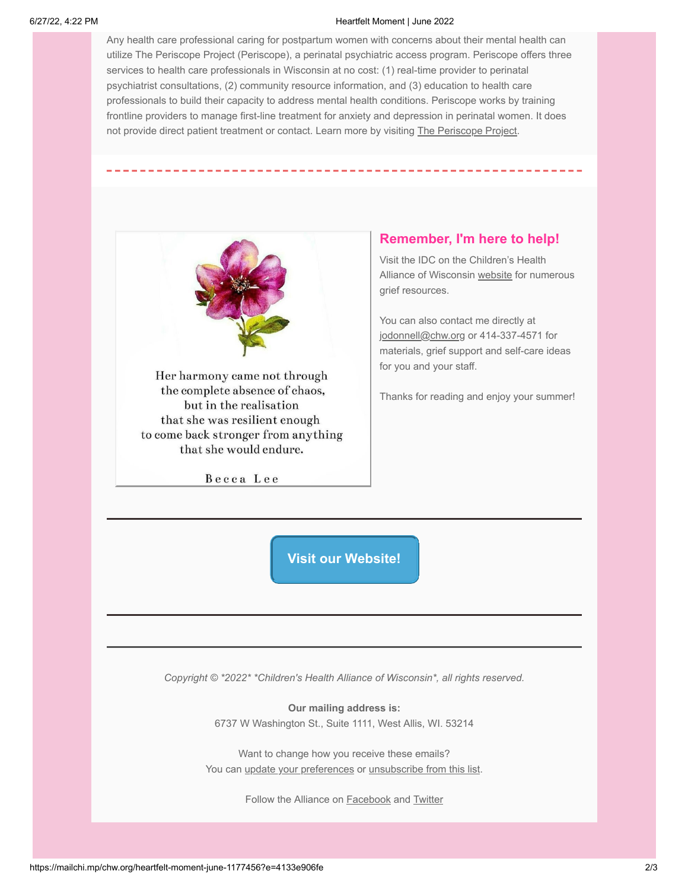Any health care professional caring for postpartum women with concerns about their mental health can utilize The Periscope Project (Periscope), a perinatal psychiatric access program. Periscope offers three services to health care professionals in Wisconsin at no cost: (1) real-time provider to perinatal psychiatrist consultations, (2) community resource information, and (3) education to health care professionals to build their capacity to address mental health conditions. Periscope works by training frontline providers to manage first-line treatment for anxiety and depression in perinatal women. It does not provide direct patient treatment or contact. Learn more by visiting The Periscope Project.

---

Her harmony came not through the complete absence of chaos, but in the realisation that she was resilient enough to come back stronger from anything that she would endure.

Becca Lee

## Remember, I'm here to help!

Visit the IDC on the Children's Health Alliance of Wisconsin website for numerous grief resources.

You can also contact me directly at jodonnell@chw.org or 414-337-4571 for materials, grief support and self-care ideas for you and your staff.

Thanks for reading and enjoy your summer!

---

**Visit our Website!**

---

*Copyright © *2022* *Children's Health Alliance of Wisconsin*, all rights reserved.*

**Our mailing address is:**
6737 W Washington St., Suite 1111, West Allis, WI. 53214

Want to change how you receive these emails?
You can update your preferences or unsubscribe from this list.

Follow the Alliance on Facebook and Twitter